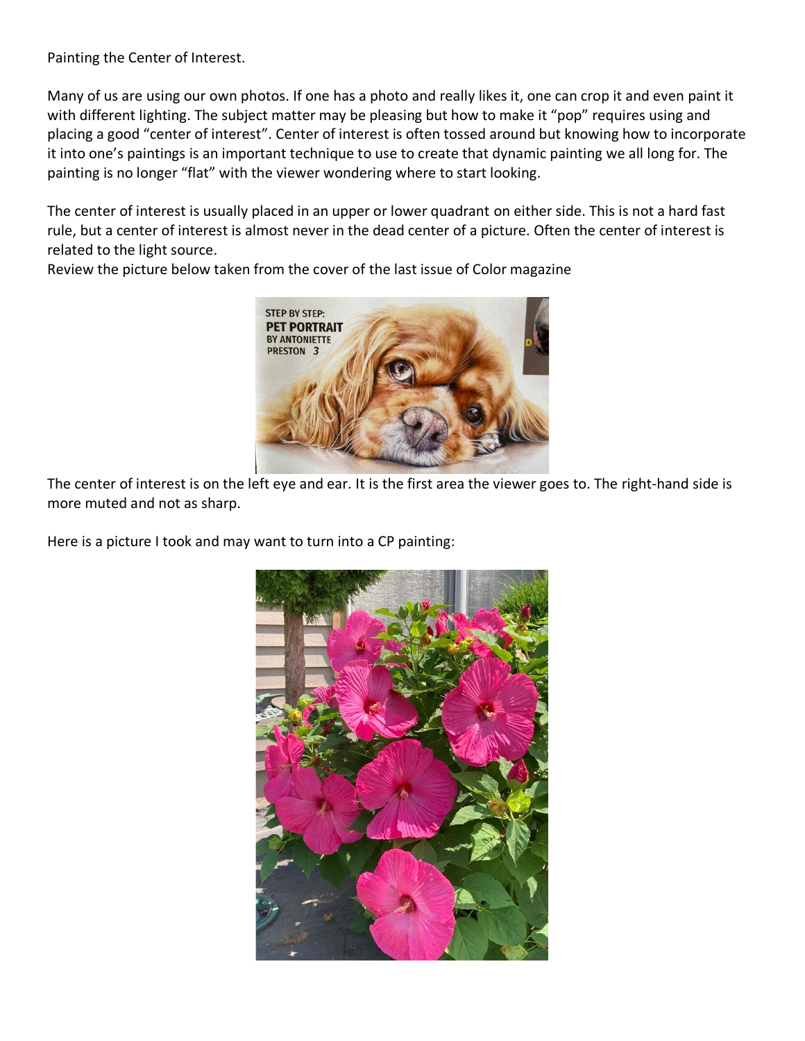Painting the Center of Interest.

Many of us are using our own photos. If one has a photo and really likes it, one can crop it and even paint it with different lighting. The subject matter may be pleasing but how to make it "pop" requires using and placing a good "center of interest". Center of interest is often tossed around but knowing how to incorporate it into one's paintings is an important technique to use to create that dynamic painting we all long for. The painting is no longer "flat" with the viewer wondering where to start looking.

The center of interest is usually placed in an upper or lower quadrant on either side. This is not a hard fast rule, but a center of interest is almost never in the dead center of a picture. Often the center of interest is related to the light source.

Review the picture below taken from the cover of the last issue of Color magazine

The center of interest is on the left eye and ear. It is the first area the viewer goes to. The right-hand side is more muted and not as sharp.

Here is a picture I took and may want to turn into a CP painting: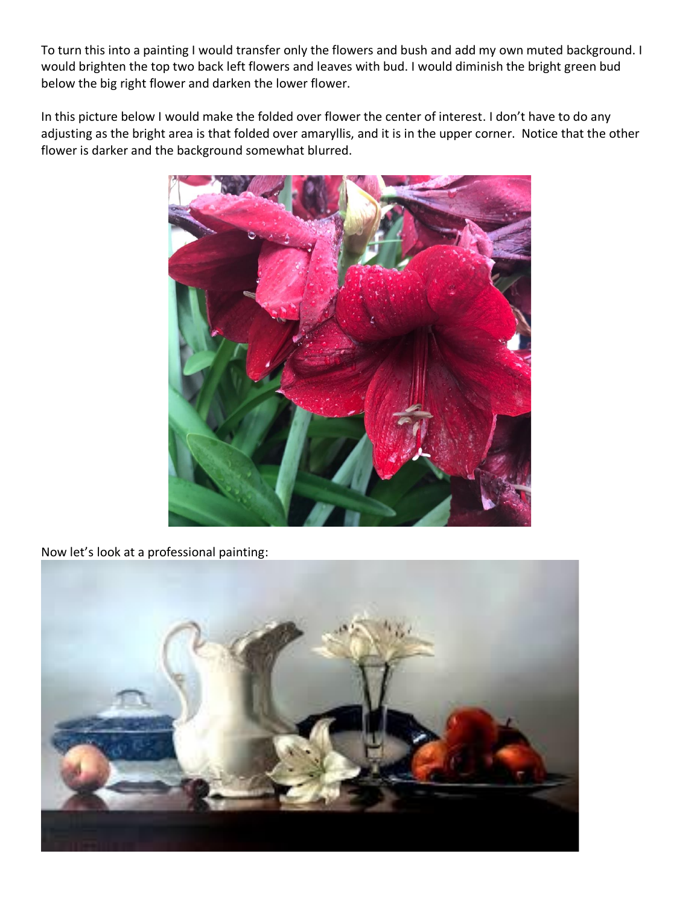To turn this into a painting I would transfer only the flowers and bush and add my own muted background. I would brighten the top two back left flowers and leaves with bud. I would diminish the bright green bud below the big right flower and darken the lower flower.

In this picture below I would make the folded over flower the center of interest. I don't have to do any adjusting as the bright area is that folded over amaryllis, and it is in the upper corner. Notice that the other flower is darker and the background somewhat blurred.

Now let's look at a professional painting: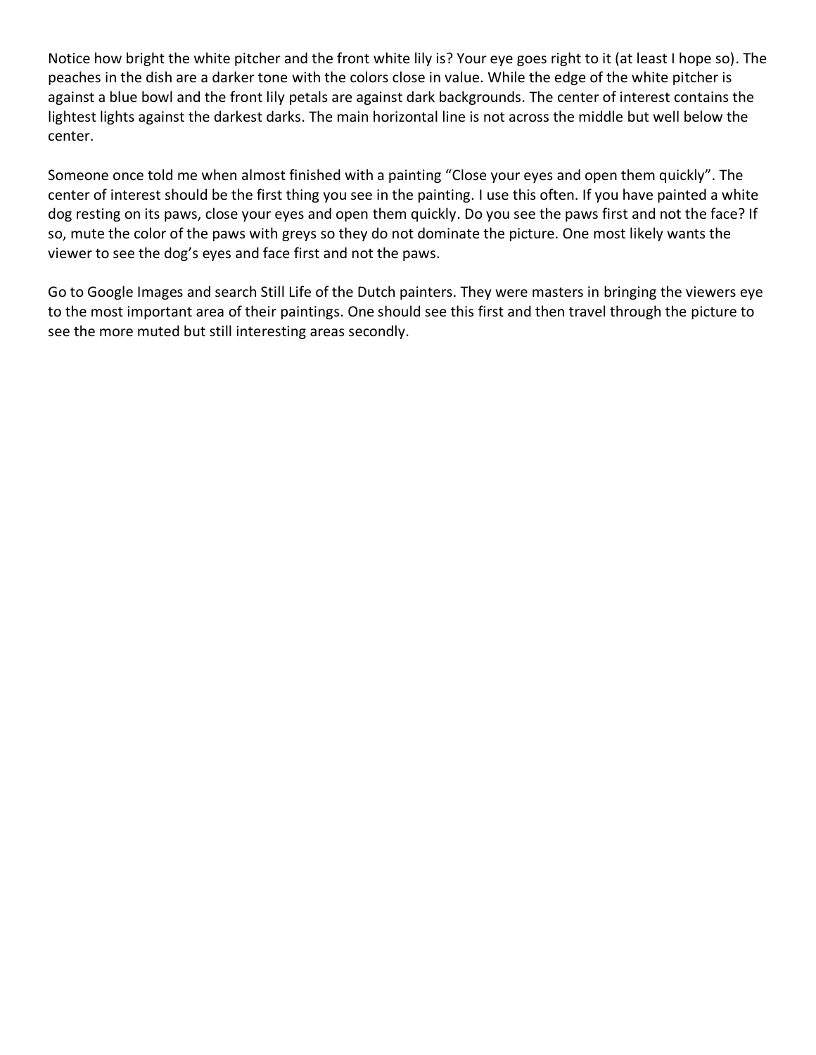Notice how bright the white pitcher and the front white lily is? Your eye goes right to it (at least I hope so). The peaches in the dish are a darker tone with the colors close in value. While the edge of the white pitcher is against a blue bowl and the front lily petals are against dark backgrounds. The center of interest contains the lightest lights against the darkest darks. The main horizontal line is not across the middle but well below the center.

Someone once told me when almost finished with a painting "Close your eyes and open them quickly". The center of interest should be the first thing you see in the painting. I use this often. If you have painted a white dog resting on its paws, close your eyes and open them quickly. Do you see the paws first and not the face? If so, mute the color of the paws with greys so they do not dominate the picture. One most likely wants the viewer to see the dog's eyes and face first and not the paws.

Go to Google Images and search Still Life of the Dutch painters. They were masters in bringing the viewers eye to the most important area of their paintings. One should see this first and then travel through the picture to see the more muted but still interesting areas secondly.